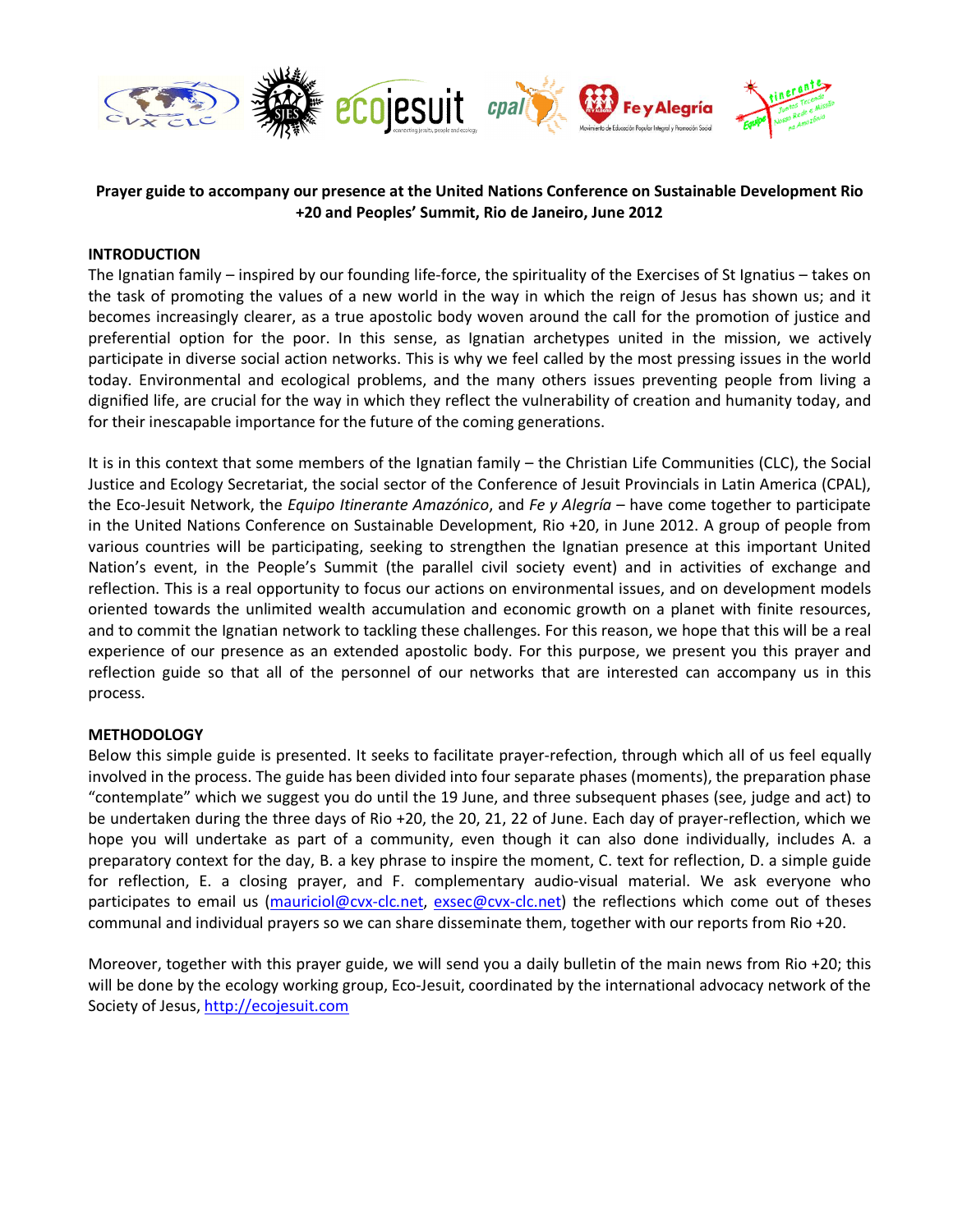**Prayer guide to accompany our presence at the United Nations Conference on Sustainable Development Rio +20 and Peoples' Summit, Rio de Janeiro, June 2012**

**INTRODUCTION**

The Ignatian family – inspired by our founding life-force, the spirituality of the Exercises of St Ignatius – takes on the task of promoting the values of a new world in the way in which the reign of Jesus has shown us; and it becomes increasingly clearer, as a true apostolic body woven around the call for the promotion of justice and preferential option for the poor. In this sense, as Ignatian archetypes united in the mission, we actively participate in diverse social action networks. This is why we feel called by the most pressing issues in the world today. Environmental and ecological problems, and the many others issues preventing people from living a dignified life, are crucial for the way in which they reflect the vulnerability of creation and humanity today, and for their inescapable importance for the future of the coming generations.

It is in this context that some members of the Ignatian family – the Christian Life Communities (CLC), the Social Justice and Ecology Secretariat, the social sector of the Conference of Jesuit Provincials in Latin America (CPAL), the Eco-Jesuit Network, the *Equipo Itinerante Amazónico*, and *Fe y Alegría* – have come together to participate in the United Nations Conference on Sustainable Development, Rio +20, in June 2012. A group of people from various countries will be participating, seeking to strengthen the Ignatian presence at this important United Nation's event, in the People's Summit (the parallel civil society event) and in activities of exchange and reflection. This is a real opportunity to focus our actions on environmental issues, and on development models oriented towards the unlimited wealth accumulation and economic growth on a planet with finite resources, and to commit the Ignatian network to tackling these challenges. For this reason, we hope that this will be a real experience of our presence as an extended apostolic body. For this purpose, we present you this prayer and reflection guide so that all of the personnel of our networks that are interested can accompany us in this process.

**METHODOLOGY**

Below this simple guide is presented. It seeks to facilitate prayer-refection, through which all of us feel equally involved in the process. The guide has been divided into four separate phases (moments), the preparation phase "contemplate" which we suggest you do until the 19 June, and three subsequent phases (see, judge and act) to be undertaken during the three days of Rio +20, the 20, 21, 22 of June. Each day of prayer-reflection, which we hope you will undertake as part of a community, even though it can also done individually, includes A. a preparatory context for the day, B. a key phrase to inspire the moment, C. text for reflection, D. a simple guide for reflection, E. a closing prayer, and F. complementary audio-visual material. We ask everyone who participates to email us (mauriciol@cvx-clc.net, exsec@cvx-clc.net) the reflections which come out of theses communal and individual prayers so we can share disseminate them, together with our reports from Rio +20.

Moreover, together with this prayer guide, we will send you a daily bulletin of the main news from Rio +20; this will be done by the ecology working group, Eco-Jesuit, coordinated by the international advocacy network of the Society of Jesus, http://ecojesuit.com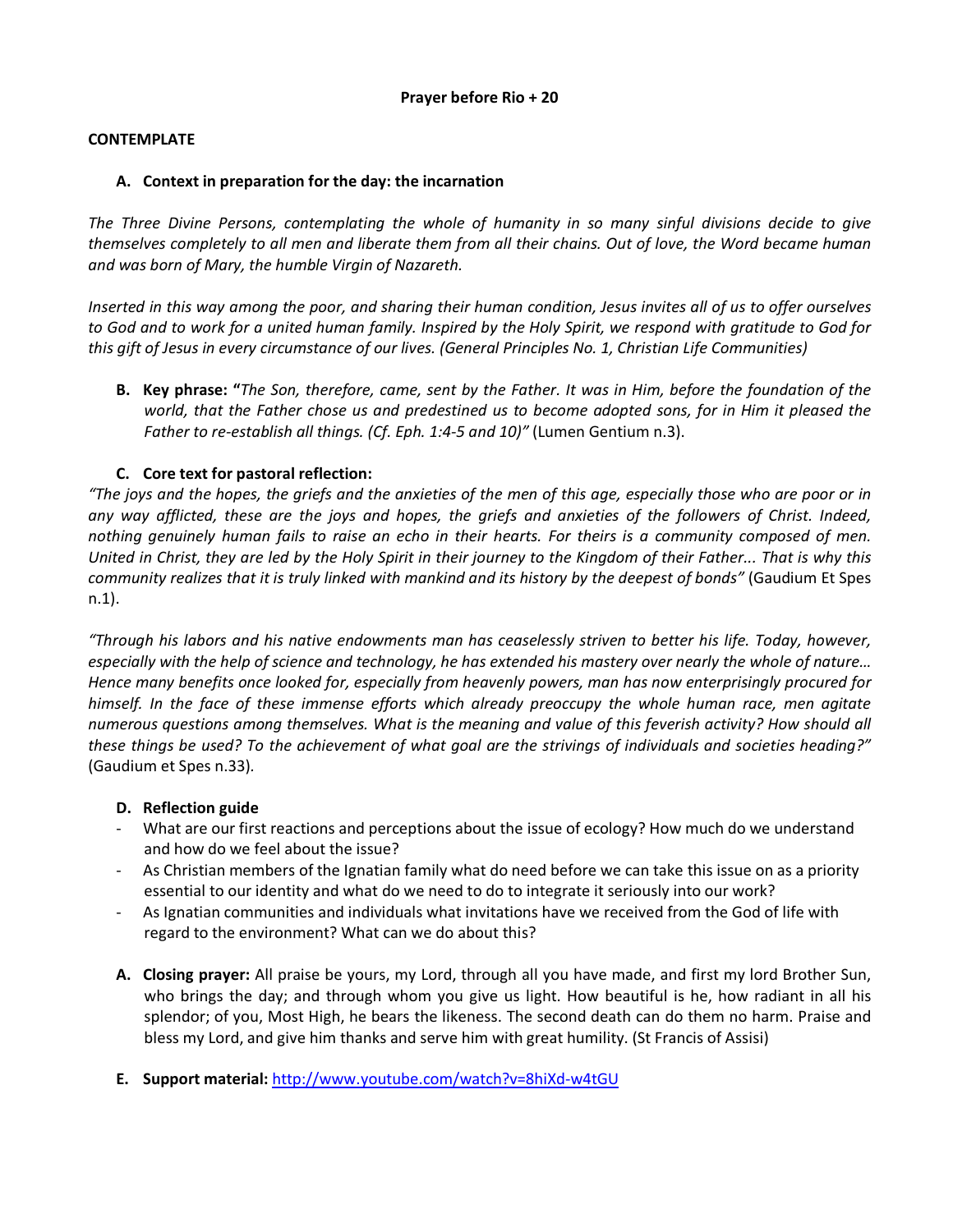**Prayer before Rio + 20**

**CONTEMPLATE**

**A. Context in preparation for the day: the incarnation**

*The Three Divine Persons, contemplating the whole of humanity in so many sinful divisions decide to give themselves completely to all men and liberate them from all their chains. Out of love, the Word became human and was born of Mary, the humble Virgin of Nazareth.*

*Inserted in this way among the poor, and sharing their human condition, Jesus invites all of us to offer ourselves to God and to work for a united human family. Inspired by the Holy Spirit, we respond with gratitude to God for this gift of Jesus in every circumstance of our lives. (General Principles No. 1, Christian Life Communities)*

**B. Key phrase: "***The Son, therefore, came, sent by the Father. It was in Him, before the foundation of the world, that the Father chose us and predestined us to become adopted sons, for in Him it pleased the Father to re-establish all things. (Cf. Eph. 1:4-5 and 10)"* (Lumen Gentium n.3).

**C. Core text for pastoral reflection:**

*"The joys and the hopes, the griefs and the anxieties of the men of this age, especially those who are poor or in any way afflicted, these are the joys and hopes, the griefs and anxieties of the followers of Christ. Indeed, nothing genuinely human fails to raise an echo in their hearts. For theirs is a community composed of men. United in Christ, they are led by the Holy Spirit in their journey to the Kingdom of their Father... That is why this community realizes that it is truly linked with mankind and its history by the deepest of bonds"* (Gaudium Et Spes n.1).

*"Through his labors and his native endowments man has ceaselessly striven to better his life. Today, however, especially with the help of science and technology, he has extended his mastery over nearly the whole of nature… Hence many benefits once looked for, especially from heavenly powers, man has now enterprisingly procured for himself. In the face of these immense efforts which already preoccupy the whole human race, men agitate numerous questions among themselves. What is the meaning and value of this feverish activity? How should all these things be used? To the achievement of what goal are the strivings of individuals and societies heading?"* (Gaudium et Spes n.33).

**D. Reflection guide**

- What are our first reactions and perceptions about the issue of ecology? How much do we understand and how do we feel about the issue?
- As Christian members of the Ignatian family what do need before we can take this issue on as a priority essential to our identity and what do we need to do to integrate it seriously into our work?
- As Ignatian communities and individuals what invitations have we received from the God of life with regard to the environment? What can we do about this?

**A. Closing prayer:** All praise be yours, my Lord, through all you have made, and first my lord Brother Sun, who brings the day; and through whom you give us light. How beautiful is he, how radiant in all his splendor; of you, Most High, he bears the likeness. The second death can do them no harm. Praise and bless my Lord, and give him thanks and serve him with great humility. (St Francis of Assisi)

**E. Support material:** http://www.youtube.com/watch?v=8hiXd-w4tGU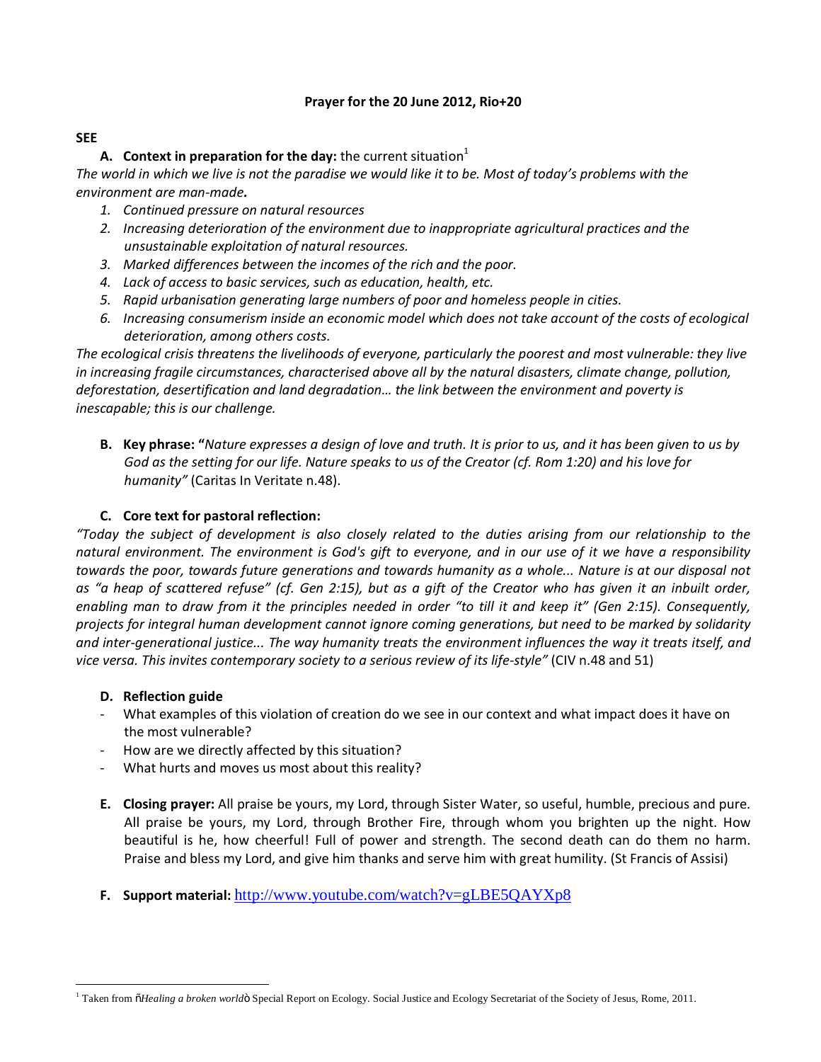**Prayer for the 20 June 2012, Rio+20**

**SEE**

**A. Context in preparation for the day:** the current situation[1]

*The world in which we live is not the paradise we would like it to be. Most of today's problems with the environment are man-made.*

1. *Continued pressure on natural resources*
2. *Increasing deterioration of the environment due to inappropriate agricultural practices and the unsustainable exploitation of natural resources.*
3. *Marked differences between the incomes of the rich and the poor.*
4. *Lack of access to basic services, such as education, health, etc.*
5. *Rapid urbanisation generating large numbers of poor and homeless people in cities.*
6. *Increasing consumerism inside an economic model which does not take account of the costs of ecological deterioration, among others costs.*

*The ecological crisis threatens the livelihoods of everyone, particularly the poorest and most vulnerable: they live in increasing fragile circumstances, characterised above all by the natural disasters, climate change, pollution, deforestation, desertification and land degradation… the link between the environment and poverty is inescapable; this is our challenge.*

**B. Key phrase: "***Nature expresses a design of love and truth. It is prior to us, and it has been given to us by God as the setting for our life. Nature speaks to us of the Creator (cf. Rom 1:20) and his love for humanity"* (Caritas In Veritate n.48).

**C. Core text for pastoral reflection:**

*"Today the subject of development is also closely related to the duties arising from our relationship to the natural environment. The environment is God's gift to everyone, and in our use of it we have a responsibility towards the poor, towards future generations and towards humanity as a whole... Nature is at our disposal not as "a heap of scattered refuse" (cf. Gen 2:15), but as a gift of the Creator who has given it an inbuilt order, enabling man to draw from it the principles needed in order "to till it and keep it" (Gen 2:15). Consequently, projects for integral human development cannot ignore coming generations, but need to be marked by solidarity and inter-generational justice... The way humanity treats the environment influences the way it treats itself, and vice versa. This invites contemporary society to a serious review of its life-style"* (CIV n.48 and 51)

**D. Reflection guide**

- What examples of this violation of creation do we see in our context and what impact does it have on the most vulnerable?
- How are we directly affected by this situation?
- What hurts and moves us most about this reality?

**E. Closing prayer:** All praise be yours, my Lord, through Sister Water, so useful, humble, precious and pure. All praise be yours, my Lord, through Brother Fire, through whom you brighten up the night. How beautiful is he, how cheerful! Full of power and strength. The second death can do them no harm. Praise and bless my Lord, and give him thanks and serve him with great humility. (St Francis of Assisi)

**F. Support material:** http://www.youtube.com/watch?v=gLBE5QAYXp8

---

[1] Taken from "*Healing a broken world*" Special Report on Ecology. Social Justice and Ecology Secretariat of the Society of Jesus, Rome, 2011.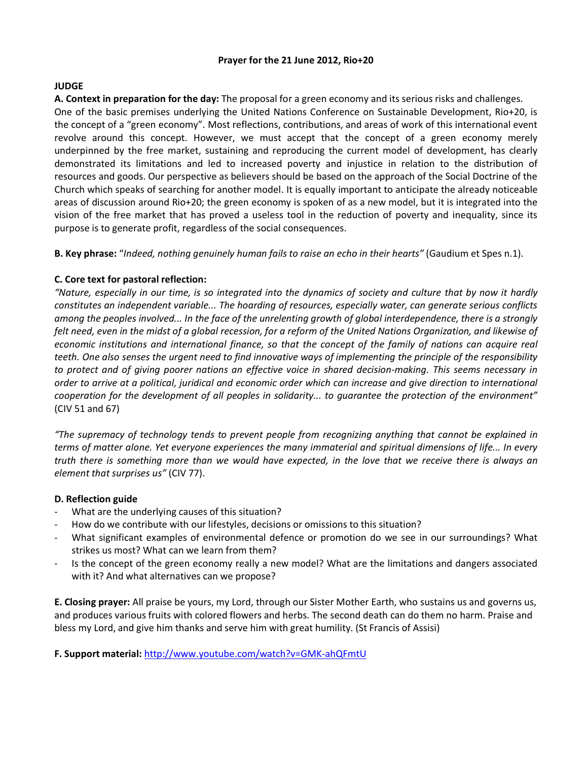**Prayer for the 21 June 2012, Rio+20**

**JUDGE**

**A. Context in preparation for the day:** The proposal for a green economy and its serious risks and challenges. One of the basic premises underlying the United Nations Conference on Sustainable Development, Rio+20, is the concept of a "green economy". Most reflections, contributions, and areas of work of this international event revolve around this concept. However, we must accept that the concept of a green economy merely underpinned by the free market, sustaining and reproducing the current model of development, has clearly demonstrated its limitations and led to increased poverty and injustice in relation to the distribution of resources and goods. Our perspective as believers should be based on the approach of the Social Doctrine of the Church which speaks of searching for another model. It is equally important to anticipate the already noticeable areas of discussion around Rio+20; the green economy is spoken of as a new model, but it is integrated into the vision of the free market that has proved a useless tool in the reduction of poverty and inequality, since its purpose is to generate profit, regardless of the social consequences.

**B. Key phrase:** "*Indeed, nothing genuinely human fails to raise an echo in their hearts"* (Gaudium et Spes n.1).

**C. Core text for pastoral reflection:**

*"Nature, especially in our time, is so integrated into the dynamics of society and culture that by now it hardly constitutes an independent variable... The hoarding of resources, especially water, can generate serious conflicts among the peoples involved... In the face of the unrelenting growth of global interdependence, there is a strongly felt need, even in the midst of a global recession, for a reform of the United Nations Organization, and likewise of economic institutions and international finance, so that the concept of the family of nations can acquire real teeth. One also senses the urgent need to find innovative ways of implementing the principle of the responsibility to protect and of giving poorer nations an effective voice in shared decision-making. This seems necessary in order to arrive at a political, juridical and economic order which can increase and give direction to international cooperation for the development of all peoples in solidarity... to guarantee the protection of the environment"* (CIV 51 and 67)

*"The supremacy of technology tends to prevent people from recognizing anything that cannot be explained in terms of matter alone. Yet everyone experiences the many immaterial and spiritual dimensions of life... In every truth there is something more than we would have expected, in the love that we receive there is always an element that surprises us"* (CIV 77).

**D. Reflection guide**

- What are the underlying causes of this situation?
- How do we contribute with our lifestyles, decisions or omissions to this situation?
- What significant examples of environmental defence or promotion do we see in our surroundings? What strikes us most? What can we learn from them?
- Is the concept of the green economy really a new model? What are the limitations and dangers associated with it? And what alternatives can we propose?

**E. Closing prayer:** All praise be yours, my Lord, through our Sister Mother Earth, who sustains us and governs us, and produces various fruits with colored flowers and herbs. The second death can do them no harm. Praise and bless my Lord, and give him thanks and serve him with great humility. (St Francis of Assisi)

**F. Support material:** http://www.youtube.com/watch?v=GMK-ahQFmtU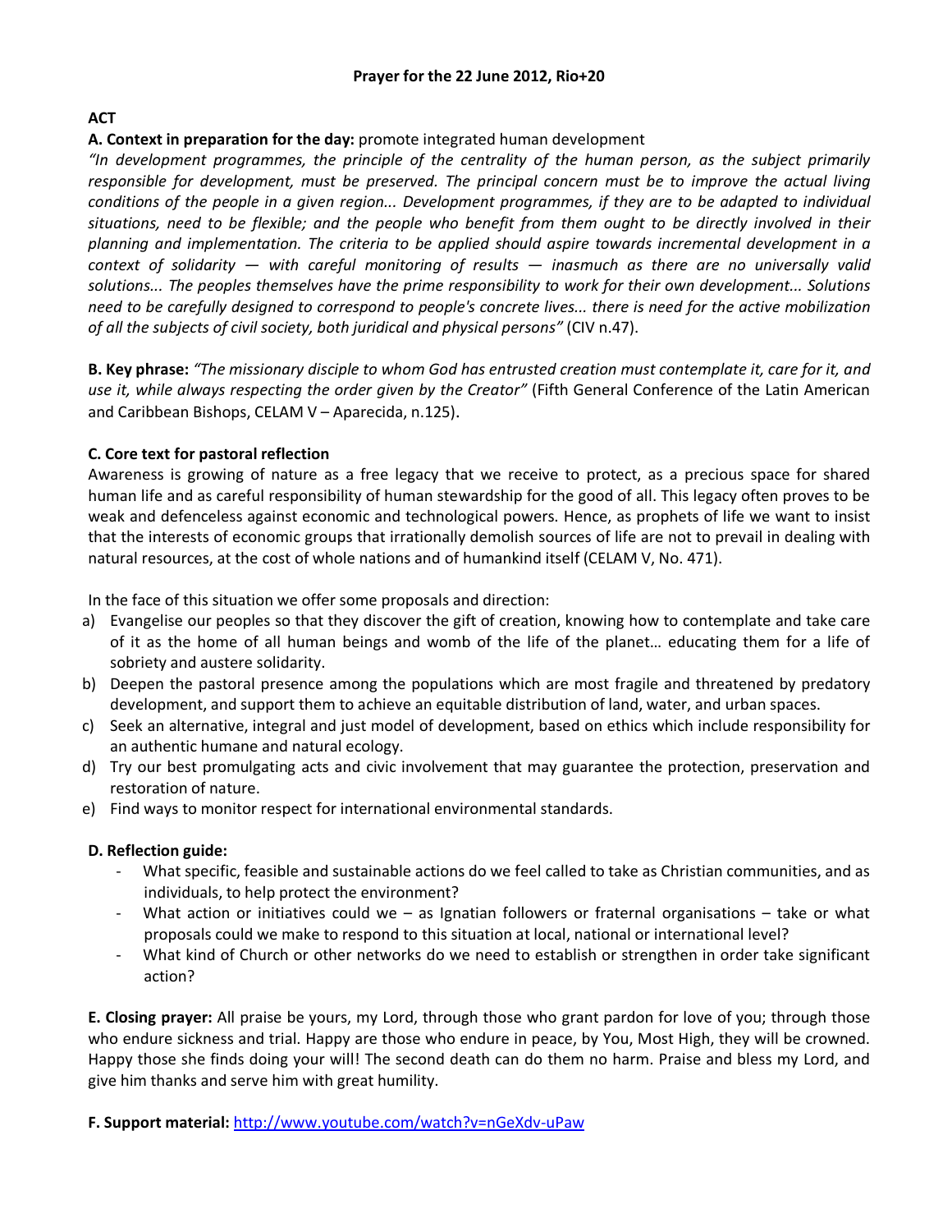**Prayer for the 22 June 2012, Rio+20**

**ACT**

**A. Context in preparation for the day:** promote integrated human development

*"In development programmes, the principle of the centrality of the human person, as the subject primarily responsible for development, must be preserved. The principal concern must be to improve the actual living conditions of the people in a given region... Development programmes, if they are to be adapted to individual situations, need to be flexible; and the people who benefit from them ought to be directly involved in their planning and implementation. The criteria to be applied should aspire towards incremental development in a context of solidarity — with careful monitoring of results — inasmuch as there are no universally valid solutions... The peoples themselves have the prime responsibility to work for their own development... Solutions need to be carefully designed to correspond to people's concrete lives... there is need for the active mobilization of all the subjects of civil society, both juridical and physical persons"* (CIV n.47).

**B. Key phrase:** *"The missionary disciple to whom God has entrusted creation must contemplate it, care for it, and use it, while always respecting the order given by the Creator"* (Fifth General Conference of the Latin American and Caribbean Bishops, CELAM V – Aparecida, n.125).

**C. Core text for pastoral reflection**

Awareness is growing of nature as a free legacy that we receive to protect, as a precious space for shared human life and as careful responsibility of human stewardship for the good of all. This legacy often proves to be weak and defenceless against economic and technological powers. Hence, as prophets of life we want to insist that the interests of economic groups that irrationally demolish sources of life are not to prevail in dealing with natural resources, at the cost of whole nations and of humankind itself (CELAM V, No. 471).

In the face of this situation we offer some proposals and direction:

a) Evangelise our peoples so that they discover the gift of creation, knowing how to contemplate and take care of it as the home of all human beings and womb of the life of the planet… educating them for a life of sobriety and austere solidarity.
b) Deepen the pastoral presence among the populations which are most fragile and threatened by predatory development, and support them to achieve an equitable distribution of land, water, and urban spaces.
c) Seek an alternative, integral and just model of development, based on ethics which include responsibility for an authentic humane and natural ecology.
d) Try our best promulgating acts and civic involvement that may guarantee the protection, preservation and restoration of nature.
e) Find ways to monitor respect for international environmental standards.

**D. Reflection guide:**

- What specific, feasible and sustainable actions do we feel called to take as Christian communities, and as individuals, to help protect the environment?
- What action or initiatives could we – as Ignatian followers or fraternal organisations – take or what proposals could we make to respond to this situation at local, national or international level?
- What kind of Church or other networks do we need to establish or strengthen in order take significant action?

**E. Closing prayer:** All praise be yours, my Lord, through those who grant pardon for love of you; through those who endure sickness and trial. Happy are those who endure in peace, by You, Most High, they will be crowned. Happy those she finds doing your will! The second death can do them no harm. Praise and bless my Lord, and give him thanks and serve him with great humility.

**F. Support material:** http://www.youtube.com/watch?v=nGeXdv-uPaw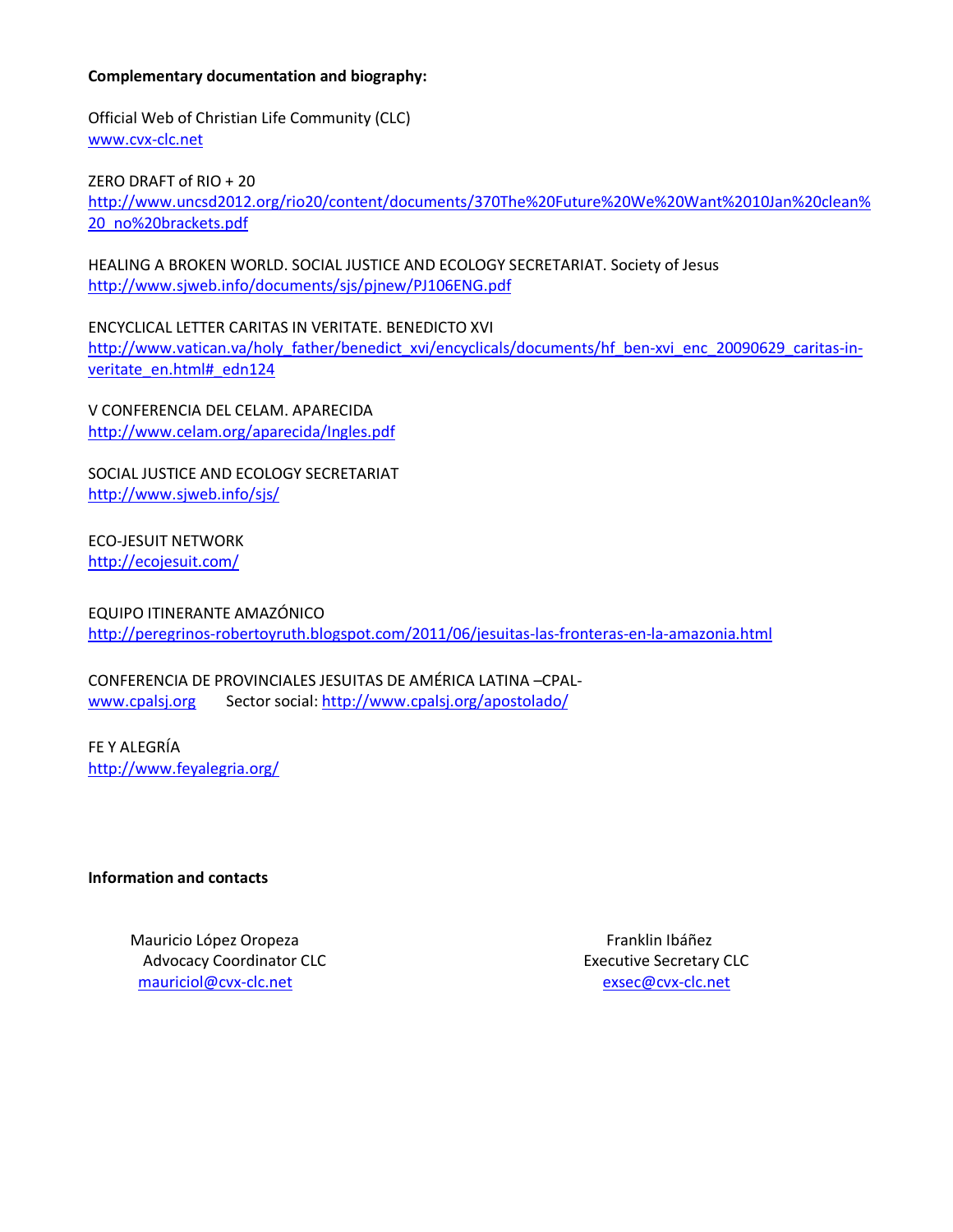**Complementary documentation and biography:**

Official Web of Christian Life Community (CLC)
www.cvx-clc.net

ZERO DRAFT of RIO + 20
http://www.uncsd2012.org/rio20/content/documents/370The%20Future%20We%20Want%2010Jan%20clean%20_no%20brackets.pdf

HEALING A BROKEN WORLD. SOCIAL JUSTICE AND ECOLOGY SECRETARIAT. Society of Jesus
http://www.sjweb.info/documents/sjs/pjnew/PJ106ENG.pdf

ENCYCLICAL LETTER CARITAS IN VERITATE. BENEDICTO XVI
http://www.vatican.va/holy_father/benedict_xvi/encyclicals/documents/hf_ben-xvi_enc_20090629_caritas-in-veritate_en.html#_edn124

V CONFERENCIA DEL CELAM. APARECIDA
http://www.celam.org/aparecida/Ingles.pdf

SOCIAL JUSTICE AND ECOLOGY SECRETARIAT
http://www.sjweb.info/sjs/

ECO-JESUIT NETWORK
http://ecojesuit.com/

EQUIPO ITINERANTE AMAZÓNICO
http://peregrinos-robertoyruth.blogspot.com/2011/06/jesuitas-las-fronteras-en-la-amazonia.html

CONFERENCIA DE PROVINCIALES JESUITAS DE AMÉRICA LATINA –CPAL-
www.cpalsj.org Sector social: http://www.cpalsj.org/apostolado/

FE Y ALEGRÍA
http://www.feyalegria.org/

**Information and contacts**

Mauricio López Oropeza
Advocacy Coordinator CLC
mauriciol@cvx-clc.net

Franklin Ibáñez
Executive Secretary CLC
exsec@cvx-clc.net